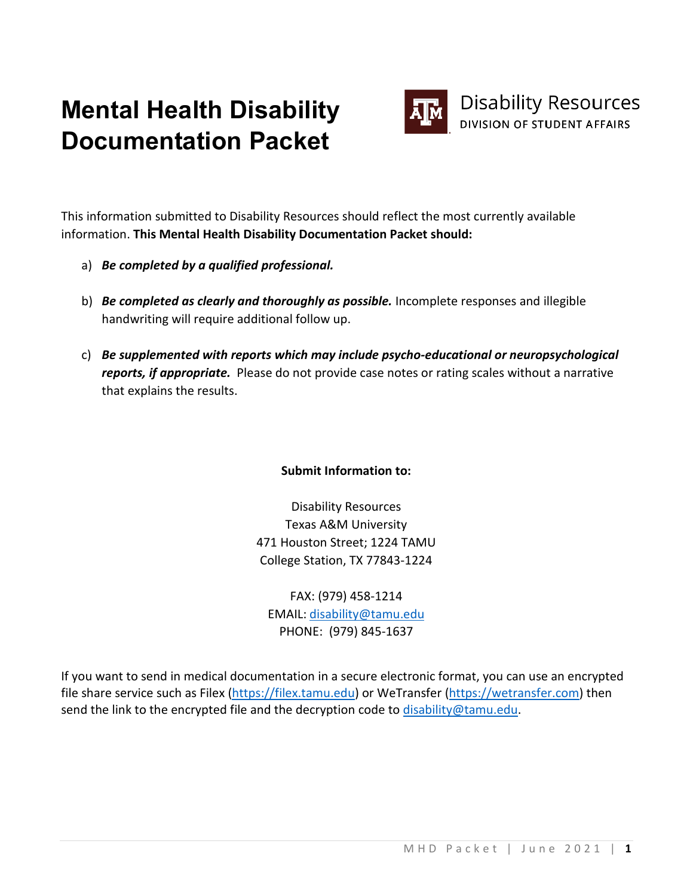# Mental Health Disability Documentation Packet

Disability Resources
DIVISION OF STUDENT AFFAIRS

This information submitted to Disability Resources should reflect the most currently available information. **This Mental Health Disability Documentation Packet should:**

a) ***Be completed by a qualified professional.***

b) ***Be completed as clearly and thoroughly as possible.*** Incomplete responses and illegible handwriting will require additional follow up.

c) ***Be supplemented with reports which may include psycho-educational or neuropsychological reports, if appropriate.*** Please do not provide case notes or rating scales without a narrative that explains the results.

**Submit Information to:**

Disability Resources
Texas A&M University
471 Houston Street; 1224 TAMU
College Station, TX 77843-1224

FAX: (979) 458-1214
EMAIL: disability@tamu.edu
PHONE: (979) 845-1637

If you want to send in medical documentation in a secure electronic format, you can use an encrypted file share service such as Filex (https://filex.tamu.edu) or WeTransfer (https://wetransfer.com) then send the link to the encrypted file and the decryption code to disability@tamu.edu.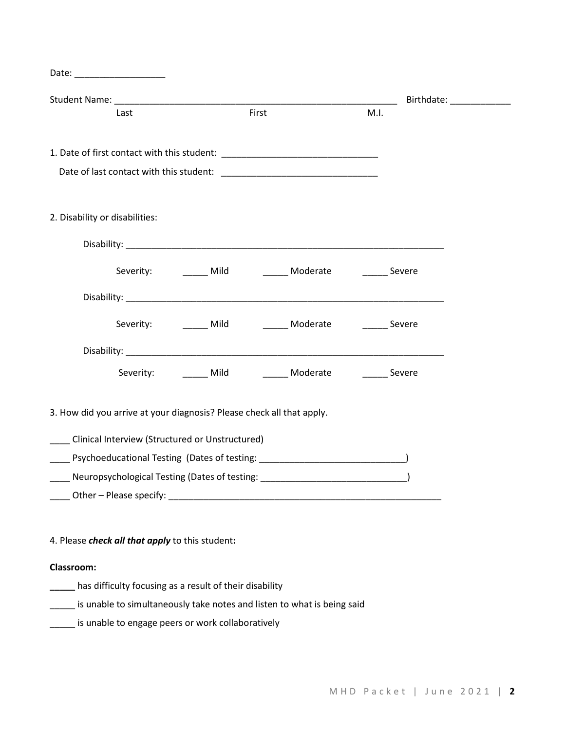Date: __________________

Student Name: ___________________________________________________________ Birthdate: ____________
Last First M.I.

1. Date of first contact with this student: _______________________________

   Date of last contact with this student: _______________________________

2. Disability or disabilities:

   Disability: _________________________________________________________________

   Severity: _____ Mild _____ Moderate _____ Severe

   Disability: _________________________________________________________________

   Severity: _____ Mild _____ Moderate _____ Severe

   Disability: _________________________________________________________________

   Severity: _____ Mild _____ Moderate _____ Severe

3. How did you arrive at your diagnosis? Please check all that apply.

____ Clinical Interview (Structured or Unstructured)

____ Psychoeducational Testing (Dates of testing: _____________________________)

____ Neuropsychological Testing (Dates of testing: _____________________________)

____ Other – Please specify: _________________________________________________________

4. Please ***check all that apply*** to this student**:**

**Classroom:**

_____ has difficulty focusing as a result of their disability

_____ is unable to simultaneously take notes and listen to what is being said

_____ is unable to engage peers or work collaboratively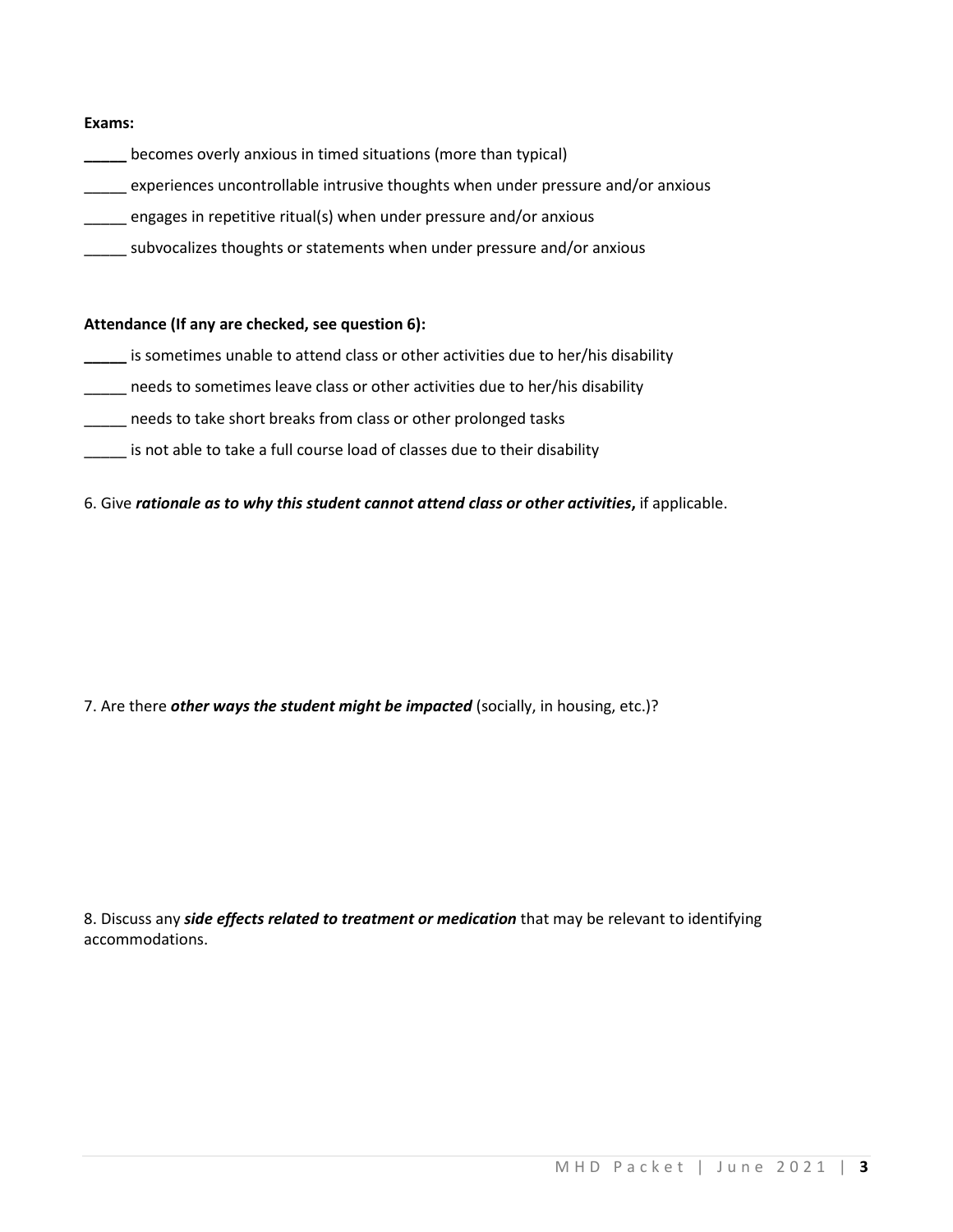**Exams:**

_____ becomes overly anxious in timed situations (more than typical)

_____ experiences uncontrollable intrusive thoughts when under pressure and/or anxious

_____ engages in repetitive ritual(s) when under pressure and/or anxious

_____ subvocalizes thoughts or statements when under pressure and/or anxious

**Attendance (If any are checked, see question 6):**

_____ is sometimes unable to attend class or other activities due to her/his disability

_____ needs to sometimes leave class or other activities due to her/his disability

_____ needs to take short breaks from class or other prolonged tasks

_____ is not able to take a full course load of classes due to their disability

6. Give ***rationale as to why this student cannot attend class or other activities*****,** if applicable.

7. Are there ***other ways the student might be impacted*** (socially, in housing, etc.)?

8. Discuss any ***side effects related to treatment or medication*** that may be relevant to identifying accommodations.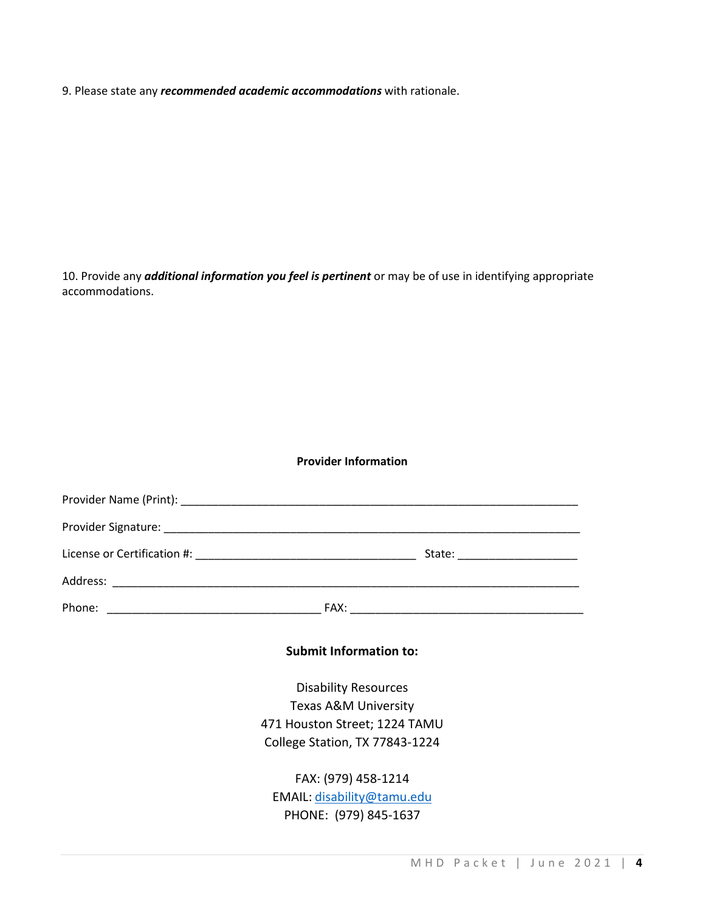9. Please state any ***recommended academic accommodations*** with rationale.

10. Provide any ***additional information you feel is pertinent*** or may be of use in identifying appropriate accommodations.

**Provider Information**

Provider Name (Print): ______________________________________________________________

Provider Signature: _________________________________________________________________

License or Certification #: __________________________________ State: __________________

Address: ________________________________________________________________________

Phone: _________________________________ FAX: ____________________________________

**Submit Information to:**

Disability Resources
Texas A&M University
471 Houston Street; 1224 TAMU
College Station, TX 77843-1224

FAX: (979) 458-1214
EMAIL: disability@tamu.edu
PHONE: (979) 845-1637